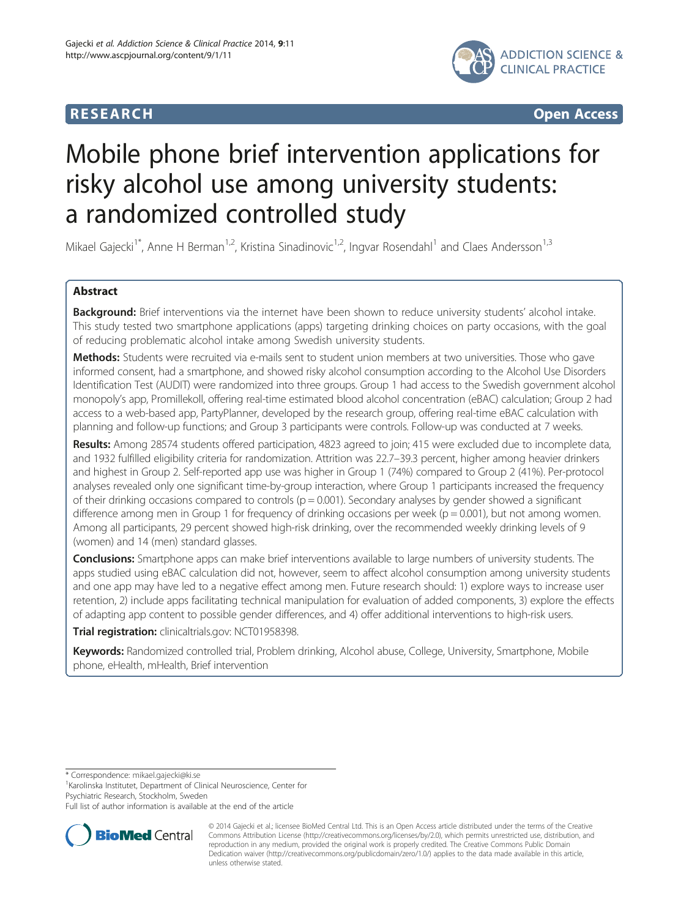RESEARCH Open Access

# Mobile phone brief intervention applications for risky alcohol use among university students: a randomized controlled study

Mikael Gajecki[1*], Anne H Berman[1,2], Kristina Sinadinovic[1,2], Ingvar Rosendahl[1] and Claes Andersson[1,3]

## Abstract

**Background:** Brief interventions via the internet have been shown to reduce university students' alcohol intake. This study tested two smartphone applications (apps) targeting drinking choices on party occasions, with the goal of reducing problematic alcohol intake among Swedish university students.

**Methods:** Students were recruited via e-mails sent to student union members at two universities. Those who gave informed consent, had a smartphone, and showed risky alcohol consumption according to the Alcohol Use Disorders Identification Test (AUDIT) were randomized into three groups. Group 1 had access to the Swedish government alcohol monopoly's app, Promillekoll, offering real-time estimated blood alcohol concentration (eBAC) calculation; Group 2 had access to a web-based app, PartyPlanner, developed by the research group, offering real-time eBAC calculation with planning and follow-up functions; and Group 3 participants were controls. Follow-up was conducted at 7 weeks.

**Results:** Among 28574 students offered participation, 4823 agreed to join; 415 were excluded due to incomplete data, and 1932 fulfilled eligibility criteria for randomization. Attrition was 22.7–39.3 percent, higher among heavier drinkers and highest in Group 2. Self-reported app use was higher in Group 1 (74%) compared to Group 2 (41%). Per-protocol analyses revealed only one significant time-by-group interaction, where Group 1 participants increased the frequency of their drinking occasions compared to controls ($p = 0.001$). Secondary analyses by gender showed a significant difference among men in Group 1 for frequency of drinking occasions per week ($p = 0.001$), but not among women. Among all participants, 29 percent showed high-risk drinking, over the recommended weekly drinking levels of 9 (women) and 14 (men) standard glasses.

**Conclusions:** Smartphone apps can make brief interventions available to large numbers of university students. The apps studied using eBAC calculation did not, however, seem to affect alcohol consumption among university students and one app may have led to a negative effect among men. Future research should: 1) explore ways to increase user retention, 2) include apps facilitating technical manipulation for evaluation of added components, 3) explore the effects of adapting app content to possible gender differences, and 4) offer additional interventions to high-risk users.

**Trial registration:** clinicaltrials.gov: NCT01958398.

**Keywords:** Randomized controlled trial, Problem drinking, Alcohol abuse, College, University, Smartphone, Mobile phone, eHealth, mHealth, Brief intervention

---

\* Correspondence: mikael.gajecki@ki.se
[1]Karolinska Institutet, Department of Clinical Neuroscience, Center for Psychiatric Research, Stockholm, Sweden
Full list of author information is available at the end of the article

© 2014 Gajecki et al.; licensee BioMed Central Ltd. This is an Open Access article distributed under the terms of the Creative Commons Attribution License (http://creativecommons.org/licenses/by/2.0), which permits unrestricted use, distribution, and reproduction in any medium, provided the original work is properly credited. The Creative Commons Public Domain Dedication waiver (http://creativecommons.org/publicdomain/zero/1.0/) applies to the data made available in this article, unless otherwise stated.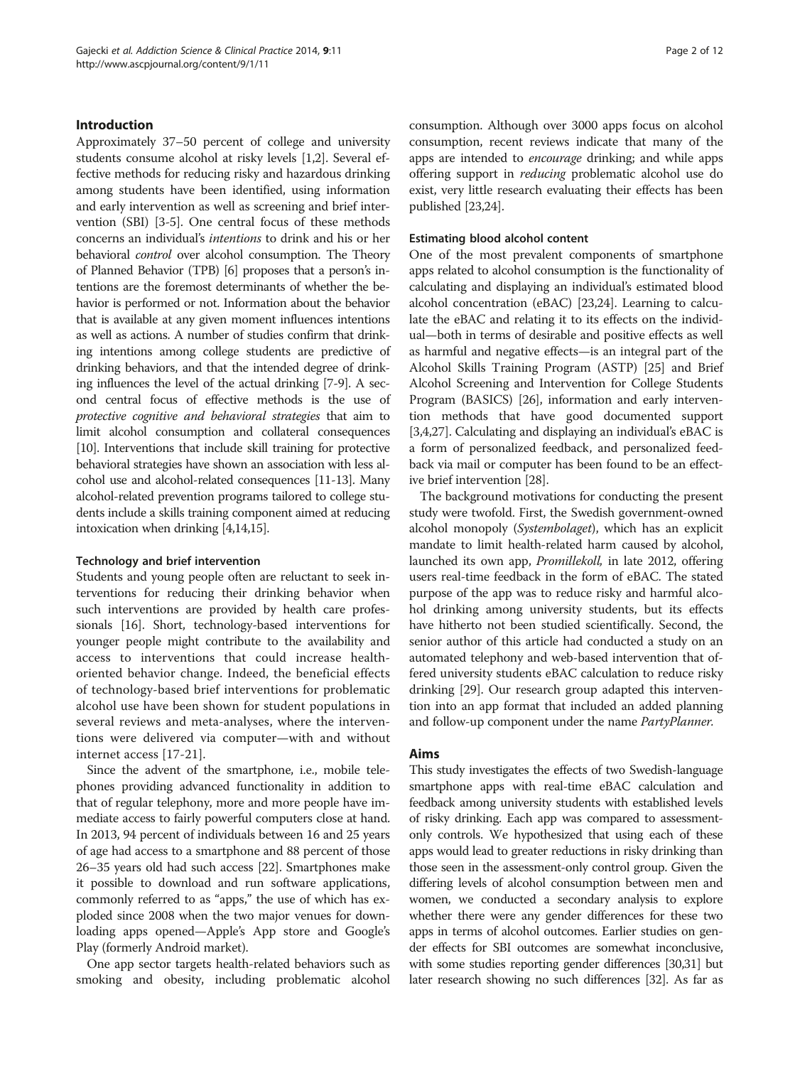## Introduction

Approximately 37–50 percent of college and university students consume alcohol at risky levels [1,2]. Several effective methods for reducing risky and hazardous drinking among students have been identified, using information and early intervention as well as screening and brief intervention (SBI) [3-5]. One central focus of these methods concerns an individual's *intentions* to drink and his or her behavioral *control* over alcohol consumption. The Theory of Planned Behavior (TPB) [6] proposes that a person's intentions are the foremost determinants of whether the behavior is performed or not. Information about the behavior that is available at any given moment influences intentions as well as actions. A number of studies confirm that drinking intentions among college students are predictive of drinking behaviors, and that the intended degree of drinking influences the level of the actual drinking [7-9]. A second central focus of effective methods is the use of *protective cognitive and behavioral strategies* that aim to limit alcohol consumption and collateral consequences [10]. Interventions that include skill training for protective behavioral strategies have shown an association with less alcohol use and alcohol-related consequences [11-13]. Many alcohol-related prevention programs tailored to college students include a skills training component aimed at reducing intoxication when drinking [4,14,15].

### Technology and brief intervention

Students and young people often are reluctant to seek interventions for reducing their drinking behavior when such interventions are provided by health care professionals [16]. Short, technology-based interventions for younger people might contribute to the availability and access to interventions that could increase health-oriented behavior change. Indeed, the beneficial effects of technology-based brief interventions for problematic alcohol use have been shown for student populations in several reviews and meta-analyses, where the interventions were delivered via computer—with and without internet access [17-21].

Since the advent of the smartphone, i.e., mobile telephones providing advanced functionality in addition to that of regular telephony, more and more people have immediate access to fairly powerful computers close at hand. In 2013, 94 percent of individuals between 16 and 25 years of age had access to a smartphone and 88 percent of those 26–35 years old had such access [22]. Smartphones make it possible to download and run software applications, commonly referred to as "apps," the use of which has exploded since 2008 when the two major venues for downloading apps opened—Apple's App store and Google's Play (formerly Android market).

One app sector targets health-related behaviors such as smoking and obesity, including problematic alcohol consumption. Although over 3000 apps focus on alcohol consumption, recent reviews indicate that many of the apps are intended to *encourage* drinking; and while apps offering support in *reducing* problematic alcohol use do exist, very little research evaluating their effects has been published [23,24].

### Estimating blood alcohol content

One of the most prevalent components of smartphone apps related to alcohol consumption is the functionality of calculating and displaying an individual's estimated blood alcohol concentration (eBAC) [23,24]. Learning to calculate the eBAC and relating it to its effects on the individual—both in terms of desirable and positive effects as well as harmful and negative effects—is an integral part of the Alcohol Skills Training Program (ASTP) [25] and Brief Alcohol Screening and Intervention for College Students Program (BASICS) [26], information and early intervention methods that have good documented support [3,4,27]. Calculating and displaying an individual's eBAC is a form of personalized feedback, and personalized feedback via mail or computer has been found to be an effective brief intervention [28].

The background motivations for conducting the present study were twofold. First, the Swedish government-owned alcohol monopoly (*Systembolaget*), which has an explicit mandate to limit health-related harm caused by alcohol, launched its own app, *Promillekoll*, in late 2012, offering users real-time feedback in the form of eBAC. The stated purpose of the app was to reduce risky and harmful alcohol drinking among university students, but its effects have hitherto not been studied scientifically. Second, the senior author of this article had conducted a study on an automated telephony and web-based intervention that offered university students eBAC calculation to reduce risky drinking [29]. Our research group adapted this intervention into an app format that included an added planning and follow-up component under the name *PartyPlanner*.

## Aims

This study investigates the effects of two Swedish-language smartphone apps with real-time eBAC calculation and feedback among university students with established levels of risky drinking. Each app was compared to assessment-only controls. We hypothesized that using each of these apps would lead to greater reductions in risky drinking than those seen in the assessment-only control group. Given the differing levels of alcohol consumption between men and women, we conducted a secondary analysis to explore whether there were any gender differences for these two apps in terms of alcohol outcomes. Earlier studies on gender effects for SBI outcomes are somewhat inconclusive, with some studies reporting gender differences [30,31] but later research showing no such differences [32]. As far as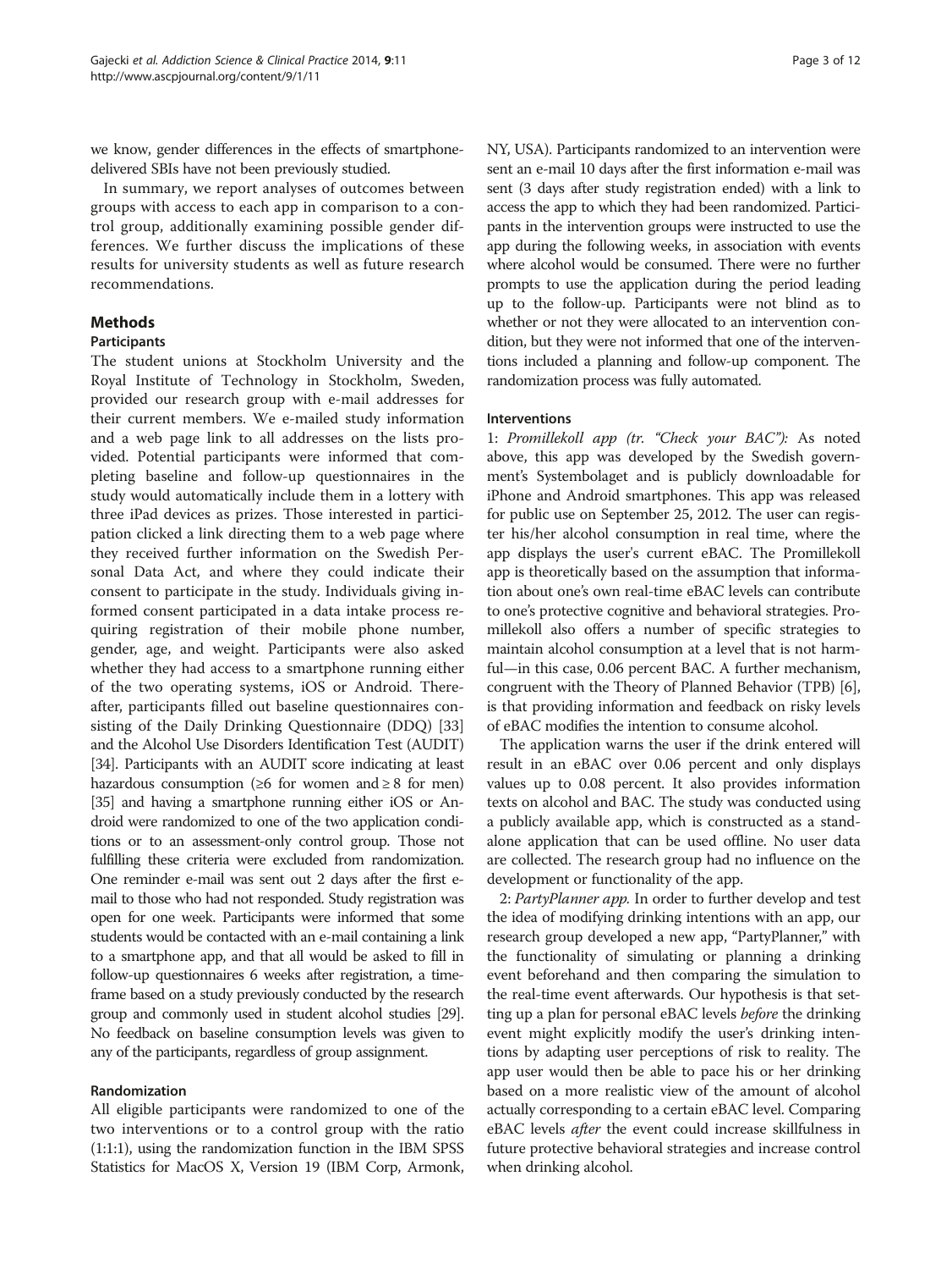we know, gender differences in the effects of smartphone-delivered SBIs have not been previously studied.

In summary, we report analyses of outcomes between groups with access to each app in comparison to a control group, additionally examining possible gender differences. We further discuss the implications of these results for university students as well as future research recommendations.

## Methods

### Participants

The student unions at Stockholm University and the Royal Institute of Technology in Stockholm, Sweden, provided our research group with e-mail addresses for their current members. We e-mailed study information and a web page link to all addresses on the lists provided. Potential participants were informed that completing baseline and follow-up questionnaires in the study would automatically include them in a lottery with three iPad devices as prizes. Those interested in participation clicked a link directing them to a web page where they received further information on the Swedish Personal Data Act, and where they could indicate their consent to participate in the study. Individuals giving informed consent participated in a data intake process requiring registration of their mobile phone number, gender, age, and weight. Participants were also asked whether they had access to a smartphone running either of the two operating systems, iOS or Android. Thereafter, participants filled out baseline questionnaires consisting of the Daily Drinking Questionnaire (DDQ) [33] and the Alcohol Use Disorders Identification Test (AUDIT) [34]. Participants with an AUDIT score indicating at least hazardous consumption (≥6 for women and ≥ 8 for men) [35] and having a smartphone running either iOS or Android were randomized to one of the two application conditions or to an assessment-only control group. Those not fulfilling these criteria were excluded from randomization. One reminder e-mail was sent out 2 days after the first e-mail to those who had not responded. Study registration was open for one week. Participants were informed that some students would be contacted with an e-mail containing a link to a smartphone app, and that all would be asked to fill in follow-up questionnaires 6 weeks after registration, a timeframe based on a study previously conducted by the research group and commonly used in student alcohol studies [29]. No feedback on baseline consumption levels was given to any of the participants, regardless of group assignment.

### Randomization

All eligible participants were randomized to one of the two interventions or to a control group with the ratio (1:1:1), using the randomization function in the IBM SPSS Statistics for MacOS X, Version 19 (IBM Corp, Armonk, NY, USA). Participants randomized to an intervention were sent an e-mail 10 days after the first information e-mail was sent (3 days after study registration ended) with a link to access the app to which they had been randomized. Participants in the intervention groups were instructed to use the app during the following weeks, in association with events where alcohol would be consumed. There were no further prompts to use the application during the period leading up to the follow-up. Participants were not blind as to whether or not they were allocated to an intervention condition, but they were not informed that one of the interventions included a planning and follow-up component. The randomization process was fully automated.

### Interventions

1: *Promillekoll app (tr. "Check your BAC"):* As noted above, this app was developed by the Swedish government's Systembolaget and is publicly downloadable for iPhone and Android smartphones. This app was released for public use on September 25, 2012. The user can register his/her alcohol consumption in real time, where the app displays the user's current eBAC. The Promillekoll app is theoretically based on the assumption that information about one's own real-time eBAC levels can contribute to one's protective cognitive and behavioral strategies. Promillekoll also offers a number of specific strategies to maintain alcohol consumption at a level that is not harmful—in this case, 0.06 percent BAC. A further mechanism, congruent with the Theory of Planned Behavior (TPB) [6], is that providing information and feedback on risky levels of eBAC modifies the intention to consume alcohol.

The application warns the user if the drink entered will result in an eBAC over 0.06 percent and only displays values up to 0.08 percent. It also provides information texts on alcohol and BAC. The study was conducted using a publicly available app, which is constructed as a standalone application that can be used offline. No user data are collected. The research group had no influence on the development or functionality of the app.

2: *PartyPlanner app.* In order to further develop and test the idea of modifying drinking intentions with an app, our research group developed a new app, "PartyPlanner," with the functionality of simulating or planning a drinking event beforehand and then comparing the simulation to the real-time event afterwards. Our hypothesis is that setting up a plan for personal eBAC levels *before* the drinking event might explicitly modify the user's drinking intentions by adapting user perceptions of risk to reality. The app user would then be able to pace his or her drinking based on a more realistic view of the amount of alcohol actually corresponding to a certain eBAC level. Comparing eBAC levels *after* the event could increase skillfulness in future protective behavioral strategies and increase control when drinking alcohol.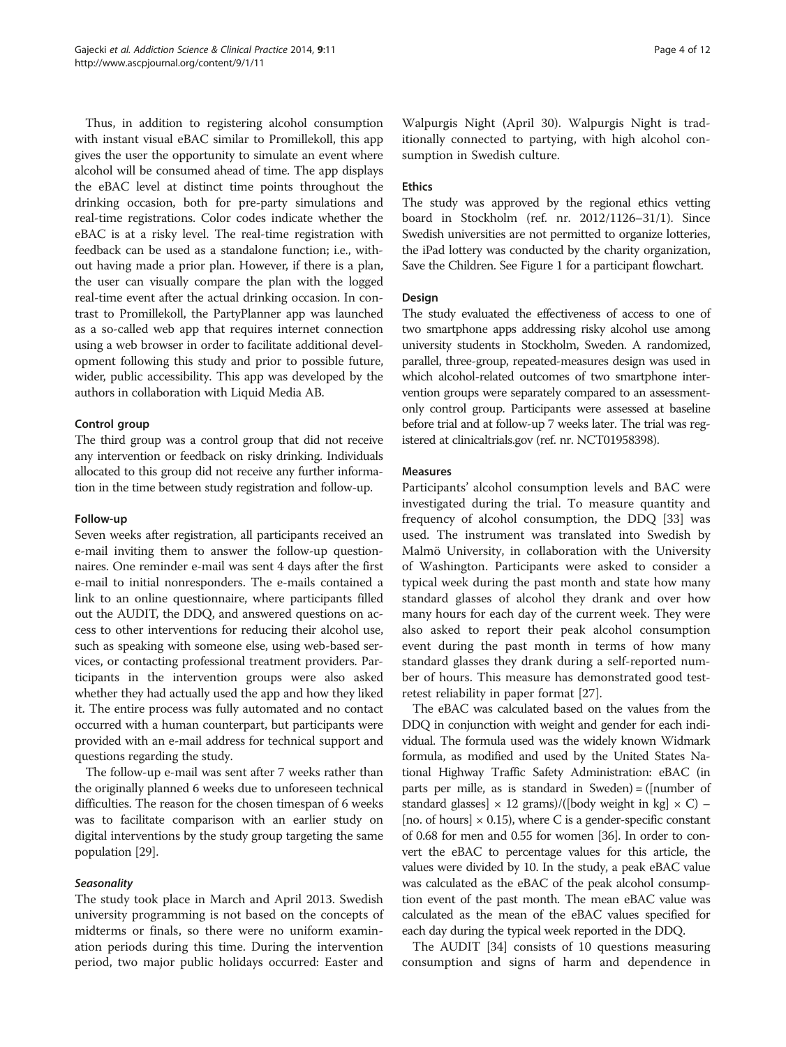Thus, in addition to registering alcohol consumption with instant visual eBAC similar to Promillekoll, this app gives the user the opportunity to simulate an event where alcohol will be consumed ahead of time. The app displays the eBAC level at distinct time points throughout the drinking occasion, both for pre-party simulations and real-time registrations. Color codes indicate whether the eBAC is at a risky level. The real-time registration with feedback can be used as a standalone function; i.e., without having made a prior plan. However, if there is a plan, the user can visually compare the plan with the logged real-time event after the actual drinking occasion. In contrast to Promillekoll, the PartyPlanner app was launched as a so-called web app that requires internet connection using a web browser in order to facilitate additional development following this study and prior to possible future, wider, public accessibility. This app was developed by the authors in collaboration with Liquid Media AB.

#### Control group

The third group was a control group that did not receive any intervention or feedback on risky drinking. Individuals allocated to this group did not receive any further information in the time between study registration and follow-up.

#### Follow-up

Seven weeks after registration, all participants received an e-mail inviting them to answer the follow-up questionnaires. One reminder e-mail was sent 4 days after the first e-mail to initial nonresponders. The e-mails contained a link to an online questionnaire, where participants filled out the AUDIT, the DDQ, and answered questions on access to other interventions for reducing their alcohol use, such as speaking with someone else, using web-based services, or contacting professional treatment providers. Participants in the intervention groups were also asked whether they had actually used the app and how they liked it. The entire process was fully automated and no contact occurred with a human counterpart, but participants were provided with an e-mail address for technical support and questions regarding the study.

The follow-up e-mail was sent after 7 weeks rather than the originally planned 6 weeks due to unforeseen technical difficulties. The reason for the chosen timespan of 6 weeks was to facilitate comparison with an earlier study on digital interventions by the study group targeting the same population [29].

##### *Seasonality*

The study took place in March and April 2013. Swedish university programming is not based on the concepts of midterms or finals, so there were no uniform examination periods during this time. During the intervention period, two major public holidays occurred: Easter and Walpurgis Night (April 30). Walpurgis Night is traditionally connected to partying, with high alcohol consumption in Swedish culture.

#### Ethics

The study was approved by the regional ethics vetting board in Stockholm (ref. nr. 2012/1126–31/1). Since Swedish universities are not permitted to organize lotteries, the iPad lottery was conducted by the charity organization, Save the Children. See Figure 1 for a participant flowchart.

#### Design

The study evaluated the effectiveness of access to one of two smartphone apps addressing risky alcohol use among university students in Stockholm, Sweden. A randomized, parallel, three-group, repeated-measures design was used in which alcohol-related outcomes of two smartphone intervention groups were separately compared to an assessment-only control group. Participants were assessed at baseline before trial and at follow-up 7 weeks later. The trial was registered at clinicaltrials.gov (ref. nr. NCT01958398).

#### Measures

Participants' alcohol consumption levels and BAC were investigated during the trial. To measure quantity and frequency of alcohol consumption, the DDQ [33] was used. The instrument was translated into Swedish by Malmö University, in collaboration with the University of Washington. Participants were asked to consider a typical week during the past month and state how many standard glasses of alcohol they drank and over how many hours for each day of the current week. They were also asked to report their peak alcohol consumption event during the past month in terms of how many standard glasses they drank during a self-reported number of hours. This measure has demonstrated good test-retest reliability in paper format [27].

The eBAC was calculated based on the values from the DDQ in conjunction with weight and gender for each individual. The formula used was the widely known Widmark formula, as modified and used by the United States National Highway Traffic Safety Administration: eBAC (in parts per mille, as is standard in Sweden) = ([number of standard glasses] × 12 grams)/([body weight in kg] × C) − [no. of hours] × 0.15), where C is a gender-specific constant of 0.68 for men and 0.55 for women [36]. In order to convert the eBAC to percentage values for this article, the values were divided by 10. In the study, a peak eBAC value was calculated as the eBAC of the peak alcohol consumption event of the past month. The mean eBAC value was calculated as the mean of the eBAC values specified for each day during the typical week reported in the DDQ.

The AUDIT [34] consists of 10 questions measuring consumption and signs of harm and dependence in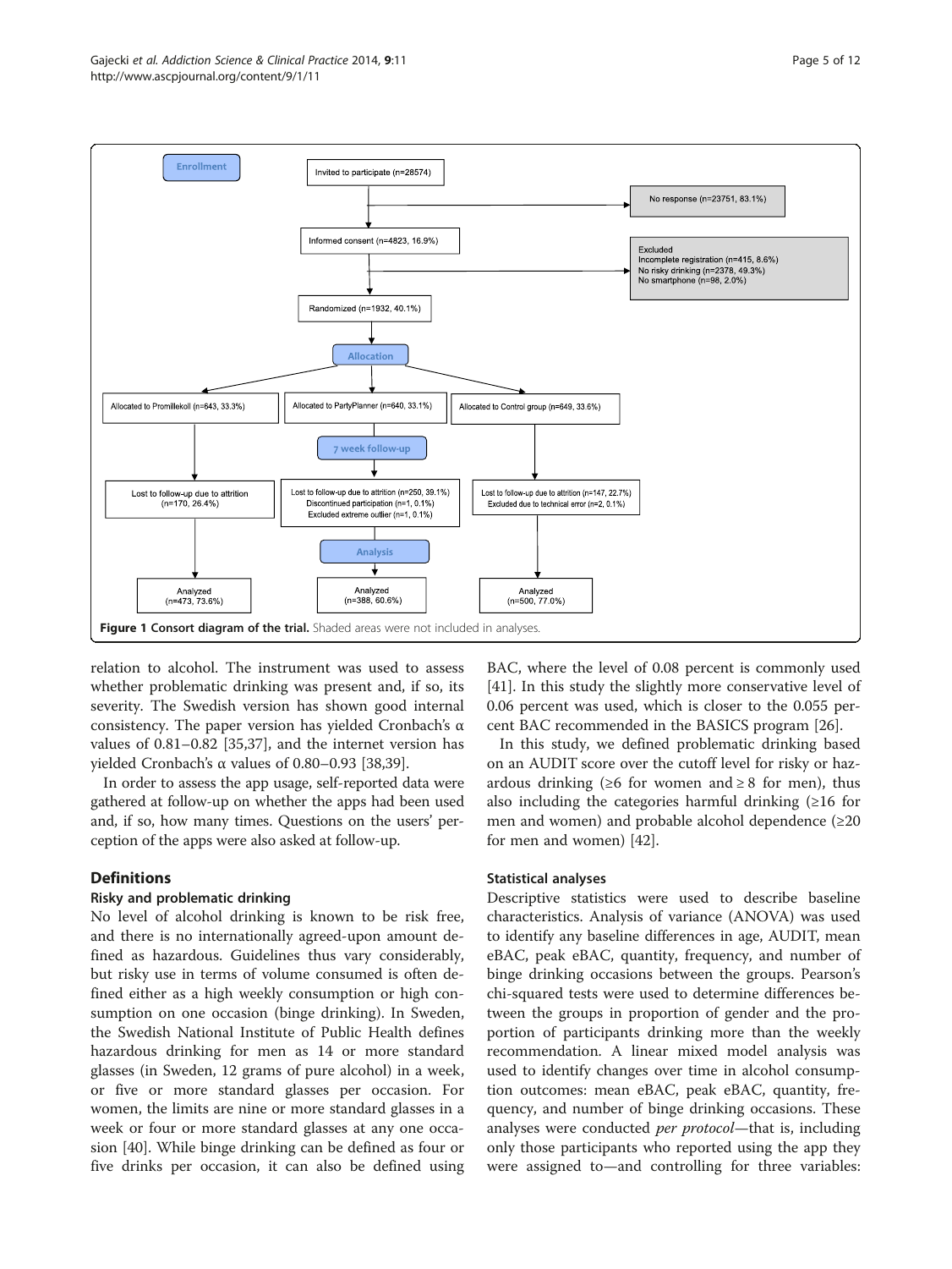Enrollment

Invited to participate (n=28574)

No response (n=23751, 83.1%)

Informed consent (n=4823, 16.9%)

Excluded
Incomplete registration (n=415, 8.6%)
No risky drinking (n=2378, 49.3%)
No smartphone (n=98, 2.0%)

Randomized (n=1932, 40.1%)

Allocation

Allocated to Promillekoll (n=643, 33.3%)

Allocated to PartyPlanner (n=640, 33.1%)

Allocated to Control group (n=649, 33.6%)

7 week follow-up

Lost to follow-up due to attrition (n=170, 26.4%)

Lost to follow-up due to attrition (n=250, 39.1%)
Discontinued participation (n=1, 0.1%)
Excluded extreme outlier (n=1, 0.1%)

Lost to follow-up due to attrition (n=147, 22.7%)
Excluded due to technical error (n=2, 0.1%)

Analysis

Analyzed (n=473, 73.6%)

Analyzed (n=388, 60.6%)

Analyzed (n=500, 77.0%)

**Figure 1 Consort diagram of the trial.** Shaded areas were not included in analyses.

relation to alcohol. The instrument was used to assess whether problematic drinking was present and, if so, its severity. The Swedish version has shown good internal consistency. The paper version has yielded Cronbach's α values of 0.81–0.82 [35,37], and the internet version has yielded Cronbach's α values of 0.80–0.93 [38,39].

In order to assess the app usage, self-reported data were gathered at follow-up on whether the apps had been used and, if so, how many times. Questions on the users' perception of the apps were also asked at follow-up.

## Definitions

### Risky and problematic drinking

No level of alcohol drinking is known to be risk free, and there is no internationally agreed-upon amount defined as hazardous. Guidelines thus vary considerably, but risky use in terms of volume consumed is often defined either as a high weekly consumption or high consumption on one occasion (binge drinking). In Sweden, the Swedish National Institute of Public Health defines hazardous drinking for men as 14 or more standard glasses (in Sweden, 12 grams of pure alcohol) in a week, or five or more standard glasses per occasion. For women, the limits are nine or more standard glasses in a week or four or more standard glasses at any one occasion [40]. While binge drinking can be defined as four or five drinks per occasion, it can also be defined using BAC, where the level of 0.08 percent is commonly used [41]. In this study the slightly more conservative level of 0.06 percent was used, which is closer to the 0.055 percent BAC recommended in the BASICS program [26].

In this study, we defined problematic drinking based on an AUDIT score over the cutoff level for risky or hazardous drinking (≥6 for women and ≥ 8 for men), thus also including the categories harmful drinking (≥16 for men and women) and probable alcohol dependence (≥20 for men and women) [42].

### Statistical analyses

Descriptive statistics were used to describe baseline characteristics. Analysis of variance (ANOVA) was used to identify any baseline differences in age, AUDIT, mean eBAC, peak eBAC, quantity, frequency, and number of binge drinking occasions between the groups. Pearson's chi-squared tests were used to determine differences between the groups in proportion of gender and the proportion of participants drinking more than the weekly recommendation. A linear mixed model analysis was used to identify changes over time in alcohol consumption outcomes: mean eBAC, peak eBAC, quantity, frequency, and number of binge drinking occasions. These analyses were conducted *per protocol*—that is, including only those participants who reported using the app they were assigned to—and controlling for three variables: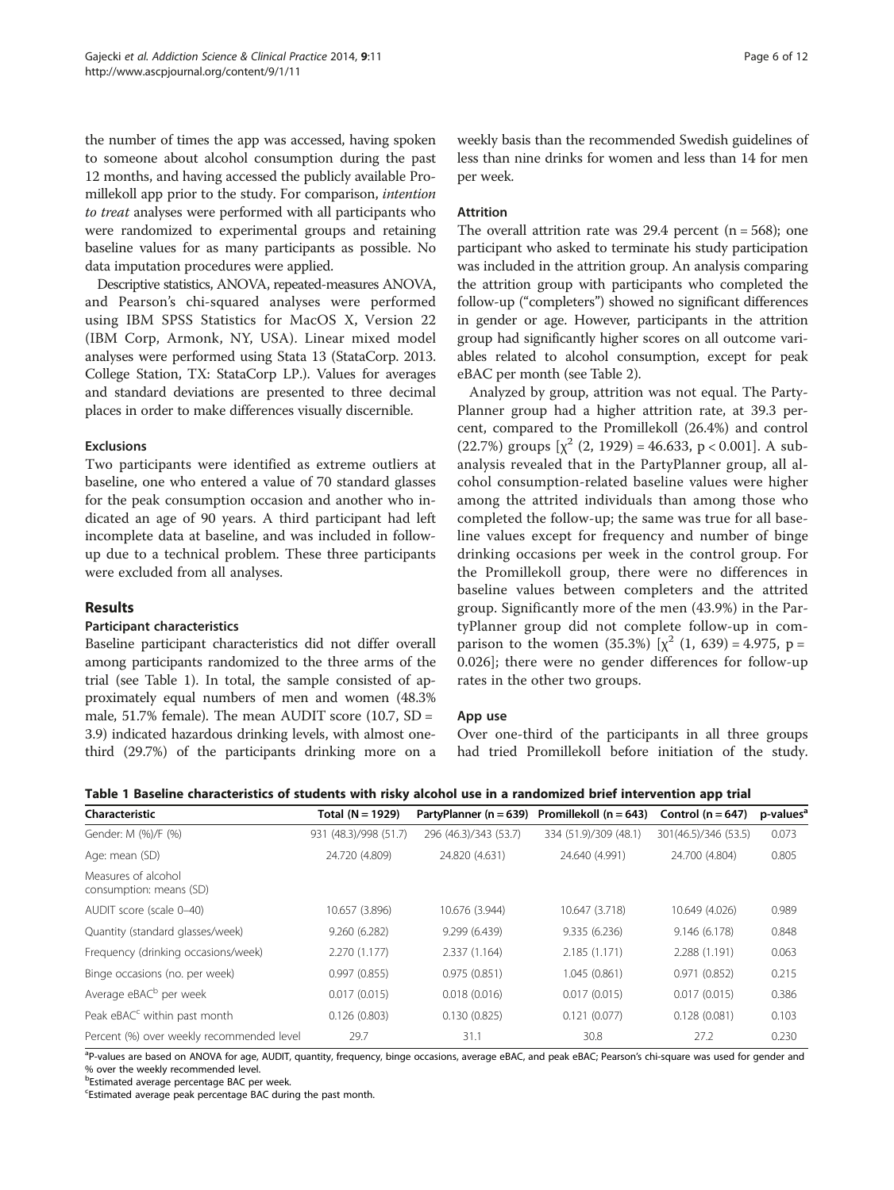the number of times the app was accessed, having spoken to someone about alcohol consumption during the past 12 months, and having accessed the publicly available Promillekoll app prior to the study. For comparison, *intention to treat* analyses were performed with all participants who were randomized to experimental groups and retaining baseline values for as many participants as possible. No data imputation procedures were applied.

Descriptive statistics, ANOVA, repeated-measures ANOVA, and Pearson's chi-squared analyses were performed using IBM SPSS Statistics for MacOS X, Version 22 (IBM Corp, Armonk, NY, USA). Linear mixed model analyses were performed using Stata 13 (StataCorp. 2013. College Station, TX: StataCorp LP.). Values for averages and standard deviations are presented to three decimal places in order to make differences visually discernible.

### Exclusions

Two participants were identified as extreme outliers at baseline, one who entered a value of 70 standard glasses for the peak consumption occasion and another who indicated an age of 90 years. A third participant had left incomplete data at baseline, and was included in follow-up due to a technical problem. These three participants were excluded from all analyses.

## Results

### Participant characteristics

Baseline participant characteristics did not differ overall among participants randomized to the three arms of the trial (see Table 1). In total, the sample consisted of approximately equal numbers of men and women (48.3% male, 51.7% female). The mean AUDIT score (10.7, SD = 3.9) indicated hazardous drinking levels, with almost one-third (29.7%) of the participants drinking more on a weekly basis than the recommended Swedish guidelines of less than nine drinks for women and less than 14 for men per week.

### Attrition

The overall attrition rate was 29.4 percent (n = 568); one participant who asked to terminate his study participation was included in the attrition group. An analysis comparing the attrition group with participants who completed the follow-up ("completers") showed no significant differences in gender or age. However, participants in the attrition group had significantly higher scores on all outcome variables related to alcohol consumption, except for peak eBAC per month (see Table 2).

Analyzed by group, attrition was not equal. The PartyPlanner group had a higher attrition rate, at 39.3 percent, compared to the Promillekoll (26.4%) and control (22.7%) groups [$\chi^2$ (2, 1929) = 46.633, $p < 0.001$]. A subanalysis revealed that in the PartyPlanner group, all alcohol consumption-related baseline values were higher among the attrited individuals than among those who completed the follow-up; the same was true for all baseline values except for frequency and number of binge drinking occasions per week in the control group. For the Promillekoll group, there were no differences in baseline values between completers and the attrited group. Significantly more of the men (43.9%) in the PartyPlanner group did not complete follow-up in comparison to the women (35.3%) [$\chi^2$ (1, 639) = 4.975, $p$ = 0.026]; there were no gender differences for follow-up rates in the other two groups.

### App use

Over one-third of the participants in all three groups had tried Promillekoll before initiation of the study.

**Table 1 Baseline characteristics of students with risky alcohol use in a randomized brief intervention app trial**

| Characteristic | Total (N = 1929) | PartyPlanner (n = 639) | Promillekoll (n = 643) | Control (n = 647) | p-values[a] |
|---|---|---|---|---|---|
| Gender: M (%)/F (%) | 931 (48.3)/998 (51.7) | 296 (46.3)/343 (53.7) | 334 (51.9)/309 (48.1) | 301(46.5)/346 (53.5) | 0.073 |
| Age: mean (SD) | 24.720 (4.809) | 24.820 (4.631) | 24.640 (4.991) | 24.700 (4.804) | 0.805 |
| Measures of alcohol consumption: means (SD) | | | | | |
| AUDIT score (scale 0–40) | 10.657 (3.896) | 10.676 (3.944) | 10.647 (3.718) | 10.649 (4.026) | 0.989 |
| Quantity (standard glasses/week) | 9.260 (6.282) | 9.299 (6.439) | 9.335 (6.236) | 9.146 (6.178) | 0.848 |
| Frequency (drinking occasions/week) | 2.270 (1.177) | 2.337 (1.164) | 2.185 (1.171) | 2.288 (1.191) | 0.063 |
| Binge occasions (no. per week) | 0.997 (0.855) | 0.975 (0.851) | 1.045 (0.861) | 0.971 (0.852) | 0.215 |
| Average eBAC[b] per week | 0.017 (0.015) | 0.018 (0.016) | 0.017 (0.015) | 0.017 (0.015) | 0.386 |
| Peak eBAC[c] within past month | 0.126 (0.803) | 0.130 (0.825) | 0.121 (0.077) | 0.128 (0.081) | 0.103 |
| Percent (%) over weekly recommended level | 29.7 | 31.1 | 30.8 | 27.2 | 0.230 |

[a]P-values are based on ANOVA for age, AUDIT, quantity, frequency, binge occasions, average eBAC, and peak eBAC; Pearson's chi-square was used for gender and % over the weekly recommended level.
[b]Estimated average percentage BAC per week.
[c]Estimated average peak percentage BAC during the past month.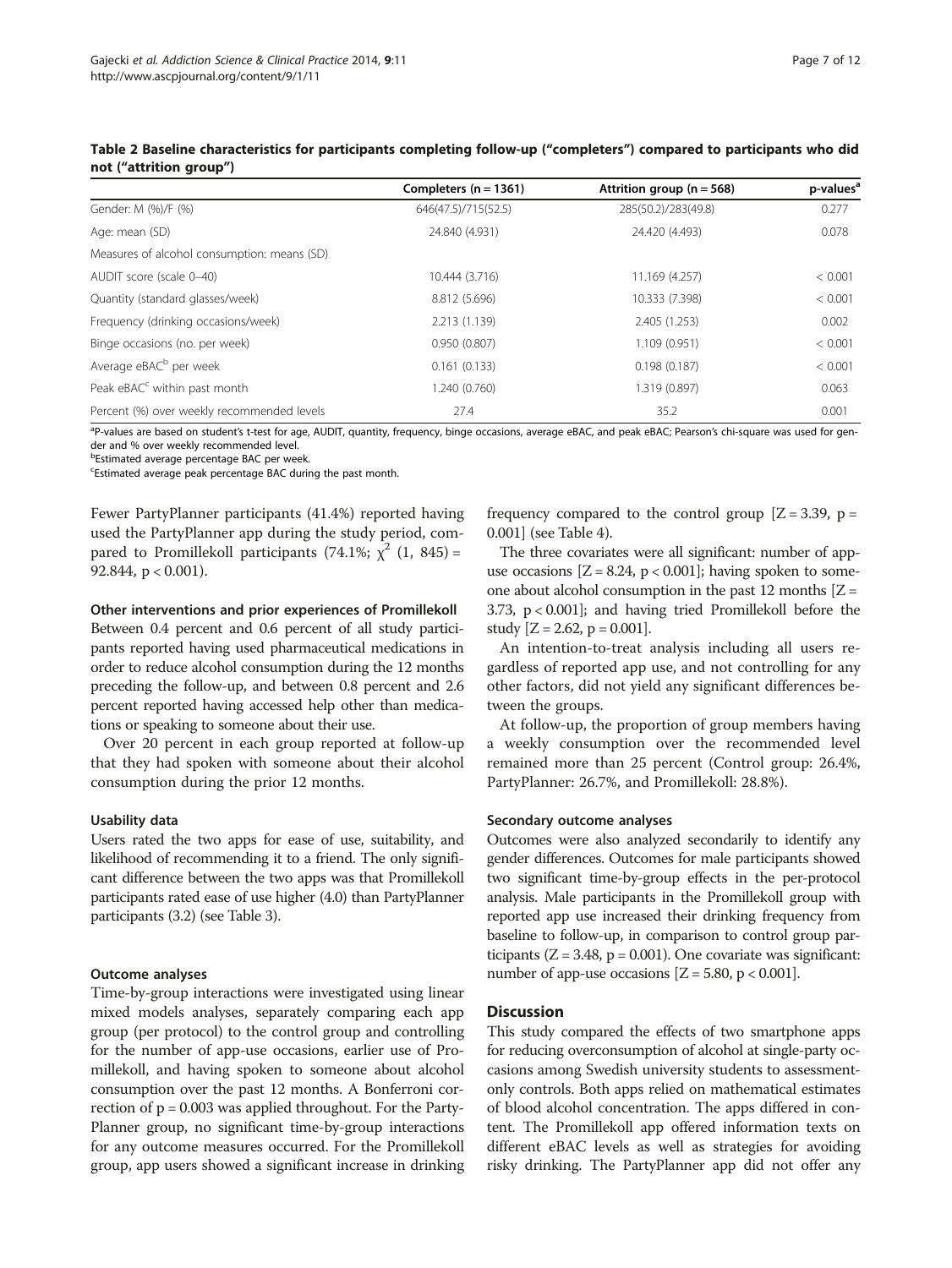**Table 2 Baseline characteristics for participants completing follow-up ("completers") compared to participants who did not ("attrition group")**

| | Completers (n = 1361) | Attrition group (n = 568) | p-values[a] |
|---|---|---|---|
| Gender: M (%)/F (%) | 646(47.5)/715(52.5) | 285(50.2)/283(49.8) | 0.277 |
| Age: mean (SD) | 24.840 (4.931) | 24.420 (4.493) | 0.078 |
| Measures of alcohol consumption: means (SD) | | | |
| AUDIT score (scale 0–40) | 10.444 (3.716) | 11.169 (4.257) | < 0.001 |
| Quantity (standard glasses/week) | 8.812 (5.696) | 10.333 (7.398) | < 0.001 |
| Frequency (drinking occasions/week) | 2.213 (1.139) | 2.405 (1.253) | 0.002 |
| Binge occasions (no. per week) | 0.950 (0.807) | 1.109 (0.951) | < 0.001 |
| Average eBAC[b] per week | 0.161 (0.133) | 0.198 (0.187) | < 0.001 |
| Peak eBAC[c] within past month | 1.240 (0.760) | 1.319 (0.897) | 0.063 |
| Percent (%) over weekly recommended levels | 27.4 | 35.2 | 0.001 |

[a]P-values are based on student's t-test for age, AUDIT, quantity, frequency, binge occasions, average eBAC, and peak eBAC; Pearson's chi-square was used for gender and % over weekly recommended level.
[b]Estimated average percentage BAC per week.
[c]Estimated average peak percentage BAC during the past month.

Fewer PartyPlanner participants (41.4%) reported having used the PartyPlanner app during the study period, compared to Promillekoll participants (74.1%; $\chi^2$ (1, 845) = 92.844, $p < 0.001$).

#### Other interventions and prior experiences of Promillekoll

Between 0.4 percent and 0.6 percent of all study participants reported having used pharmaceutical medications in order to reduce alcohol consumption during the 12 months preceding the follow-up, and between 0.8 percent and 2.6 percent reported having accessed help other than medications or speaking to someone about their use.

Over 20 percent in each group reported at follow-up that they had spoken with someone about their alcohol consumption during the prior 12 months.

#### Usability data

Users rated the two apps for ease of use, suitability, and likelihood of recommending it to a friend. The only significant difference between the two apps was that Promillekoll participants rated ease of use higher (4.0) than PartyPlanner participants (3.2) (see Table 3).

#### Outcome analyses

Time-by-group interactions were investigated using linear mixed models analyses, separately comparing each app group (per protocol) to the control group and controlling for the number of app-use occasions, earlier use of Promillekoll, and having spoken to someone about alcohol consumption over the past 12 months. A Bonferroni correction of $p = 0.003$ was applied throughout. For the PartyPlanner group, no significant time-by-group interactions for any outcome measures occurred. For the Promillekoll group, app users showed a significant increase in drinking frequency compared to the control group [$Z = 3.39$, $p = 0.001$] (see Table 4).

The three covariates were all significant: number of app-use occasions [$Z = 8.24$, $p < 0.001$]; having spoken to someone about alcohol consumption in the past 12 months [$Z = 3.73$, $p < 0.001$]; and having tried Promillekoll before the study [$Z = 2.62$, $p = 0.001$].

An intention-to-treat analysis including all users regardless of reported app use, and not controlling for any other factors, did not yield any significant differences between the groups.

At follow-up, the proportion of group members having a weekly consumption over the recommended level remained more than 25 percent (Control group: 26.4%, PartyPlanner: 26.7%, and Promillekoll: 28.8%).

#### Secondary outcome analyses

Outcomes were also analyzed secondarily to identify any gender differences. Outcomes for male participants showed two significant time-by-group effects in the per-protocol analysis. Male participants in the Promillekoll group with reported app use increased their drinking frequency from baseline to follow-up, in comparison to control group participants ($Z = 3.48$, $p = 0.001$). One covariate was significant: number of app-use occasions [$Z = 5.80$, $p < 0.001$].

## Discussion

This study compared the effects of two smartphone apps for reducing overconsumption of alcohol at single-party occasions among Swedish university students to assessment-only controls. Both apps relied on mathematical estimates of blood alcohol concentration. The apps differed in content. The Promillekoll app offered information texts on different eBAC levels as well as strategies for avoiding risky drinking. The PartyPlanner app did not offer any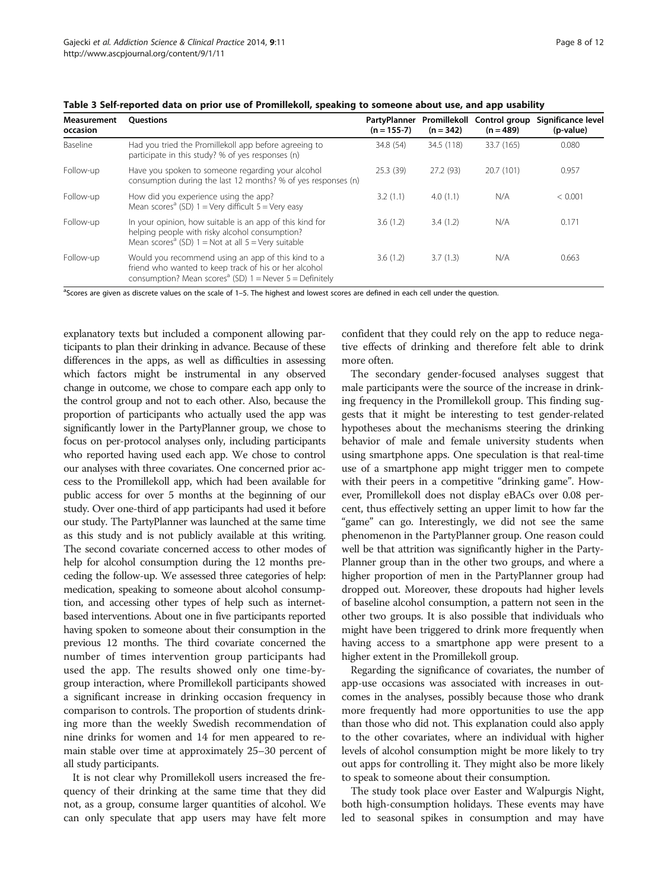**Table 3 Self-reported data on prior use of Promillekoll, speaking to someone about use, and app usability**

| Measurement occasion | Questions | PartyPlanner (n = 155-7) | Promillekoll (n = 342) | Control group (n = 489) | Significance level (p-value) |
|---|---|---|---|---|---|
| Baseline | Had you tried the Promillekoll app before agreeing to participate in this study? % of yes responses (n) | 34.8 (54) | 34.5 (118) | 33.7 (165) | 0.080 |
| Follow-up | Have you spoken to someone regarding your alcohol consumption during the last 12 months? % of yes responses (n) | 25.3 (39) | 27.2 (93) | 20.7 (101) | 0.957 |
| Follow-up | How did you experience using the app? Mean scores[a] (SD) 1 = Very difficult 5 = Very easy | 3.2 (1.1) | 4.0 (1.1) | N/A | < 0.001 |
| Follow-up | In your opinion, how suitable is an app of this kind for helping people with risky alcohol consumption? Mean scores[a] (SD) 1 = Not at all 5 = Very suitable | 3.6 (1.2) | 3.4 (1.2) | N/A | 0.171 |
| Follow-up | Would you recommend using an app of this kind to a friend who wanted to keep track of his or her alcohol consumption? Mean scores[a] (SD) 1 = Never 5 = Definitely | 3.6 (1.2) | 3.7 (1.3) | N/A | 0.663 |

[a]Scores are given as discrete values on the scale of 1–5. The highest and lowest scores are defined in each cell under the question.

explanatory texts but included a component allowing participants to plan their drinking in advance. Because of these differences in the apps, as well as difficulties in assessing which factors might be instrumental in any observed change in outcome, we chose to compare each app only to the control group and not to each other. Also, because the proportion of participants who actually used the app was significantly lower in the PartyPlanner group, we chose to focus on per-protocol analyses only, including participants who reported having used each app. We chose to control our analyses with three covariates. One concerned prior access to the Promillekoll app, which had been available for public access for over 5 months at the beginning of our study. Over one-third of app participants had used it before our study. The PartyPlanner was launched at the same time as this study and is not publicly available at this writing. The second covariate concerned access to other modes of help for alcohol consumption during the 12 months preceding the follow-up. We assessed three categories of help: medication, speaking to someone about alcohol consumption, and accessing other types of help such as internet-based interventions. About one in five participants reported having spoken to someone about their consumption in the previous 12 months. The third covariate concerned the number of times intervention group participants had used the app. The results showed only one time-by-group interaction, where Promillekoll participants showed a significant increase in drinking occasion frequency in comparison to controls. The proportion of students drinking more than the weekly Swedish recommendation of nine drinks for women and 14 for men appeared to remain stable over time at approximately 25–30 percent of all study participants.

It is not clear why Promillekoll users increased the frequency of their drinking at the same time that they did not, as a group, consume larger quantities of alcohol. We can only speculate that app users may have felt more confident that they could rely on the app to reduce negative effects of drinking and therefore felt able to drink more often.

The secondary gender-focused analyses suggest that male participants were the source of the increase in drinking frequency in the Promillekoll group. This finding suggests that it might be interesting to test gender-related hypotheses about the mechanisms steering the drinking behavior of male and female university students when using smartphone apps. One speculation is that real-time use of a smartphone app might trigger men to compete with their peers in a competitive "drinking game". However, Promillekoll does not display eBACs over 0.08 percent, thus effectively setting an upper limit to how far the "game" can go. Interestingly, we did not see the same phenomenon in the PartyPlanner group. One reason could well be that attrition was significantly higher in the PartyPlanner group than in the other two groups, and where a higher proportion of men in the PartyPlanner group had dropped out. Moreover, these dropouts had higher levels of baseline alcohol consumption, a pattern not seen in the other two groups. It is also possible that individuals who might have been triggered to drink more frequently when having access to a smartphone app were present to a higher extent in the Promillekoll group.

Regarding the significance of covariates, the number of app-use occasions was associated with increases in outcomes in the analyses, possibly because those who drank more frequently had more opportunities to use the app than those who did not. This explanation could also apply to the other covariates, where an individual with higher levels of alcohol consumption might be more likely to try out apps for controlling it. They might also be more likely to speak to someone about their consumption.

The study took place over Easter and Walpurgis Night, both high-consumption holidays. These events may have led to seasonal spikes in consumption and may have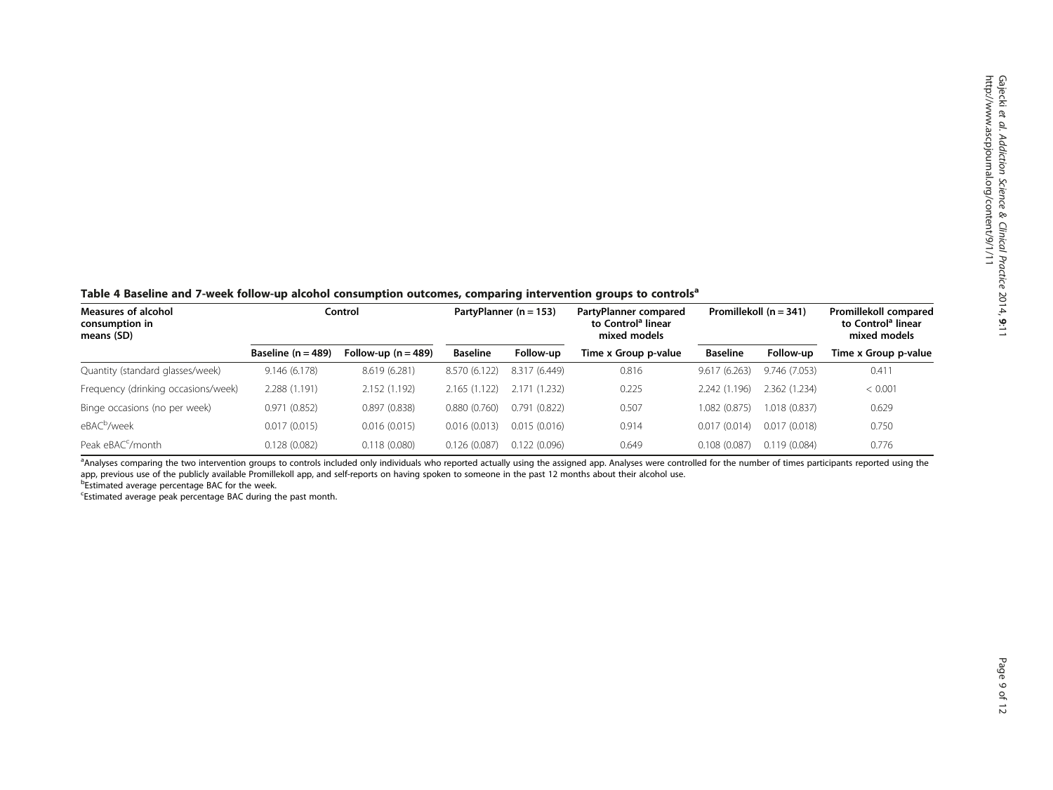**Table 4 Baseline and 7-week follow-up alcohol consumption outcomes, comparing intervention groups to controls[a]**

| Measures of alcohol consumption in means (SD) | Control | | PartyPlanner (n = 153) | | PartyPlanner compared to Control[a] linear mixed models | Promillekoll (n = 341) | | Promillekoll compared to Control[a] linear mixed models |
|---|---|---|---|---|---|---|---|---|
| | Baseline (n = 489) | Follow-up (n = 489) | Baseline | Follow-up | Time x Group p-value | Baseline | Follow-up | Time x Group p-value |
| Quantity (standard glasses/week) | 9.146 (6.178) | 8.619 (6.281) | 8.570 (6.122) | 8.317 (6.449) | 0.816 | 9.617 (6.263) | 9.746 (7.053) | 0.411 |
| Frequency (drinking occasions/week) | 2.288 (1.191) | 2.152 (1.192) | 2.165 (1.122) | 2.171 (1.232) | 0.225 | 2.242 (1.196) | 2.362 (1.234) | < 0.001 |
| Binge occasions (no per week) | 0.971 (0.852) | 0.897 (0.838) | 0.880 (0.760) | 0.791 (0.822) | 0.507 | 1.082 (0.875) | 1.018 (0.837) | 0.629 |
| eBAC[b]/week | 0.017 (0.015) | 0.016 (0.015) | 0.016 (0.013) | 0.015 (0.016) | 0.914 | 0.017 (0.014) | 0.017 (0.018) | 0.750 |
| Peak eBAC[c]/month | 0.128 (0.082) | 0.118 (0.080) | 0.126 (0.087) | 0.122 (0.096) | 0.649 | 0.108 (0.087) | 0.119 (0.084) | 0.776 |

[a]Analyses comparing the two intervention groups to controls included only individuals who reported actually using the assigned app. Analyses were controlled for the number of times participants reported using the app, previous use of the publicly available Promillekoll app, and self-reports on having spoken to someone in the past 12 months about their alcohol use.
[b]Estimated average percentage BAC for the week.
[c]Estimated average peak percentage BAC during the past month.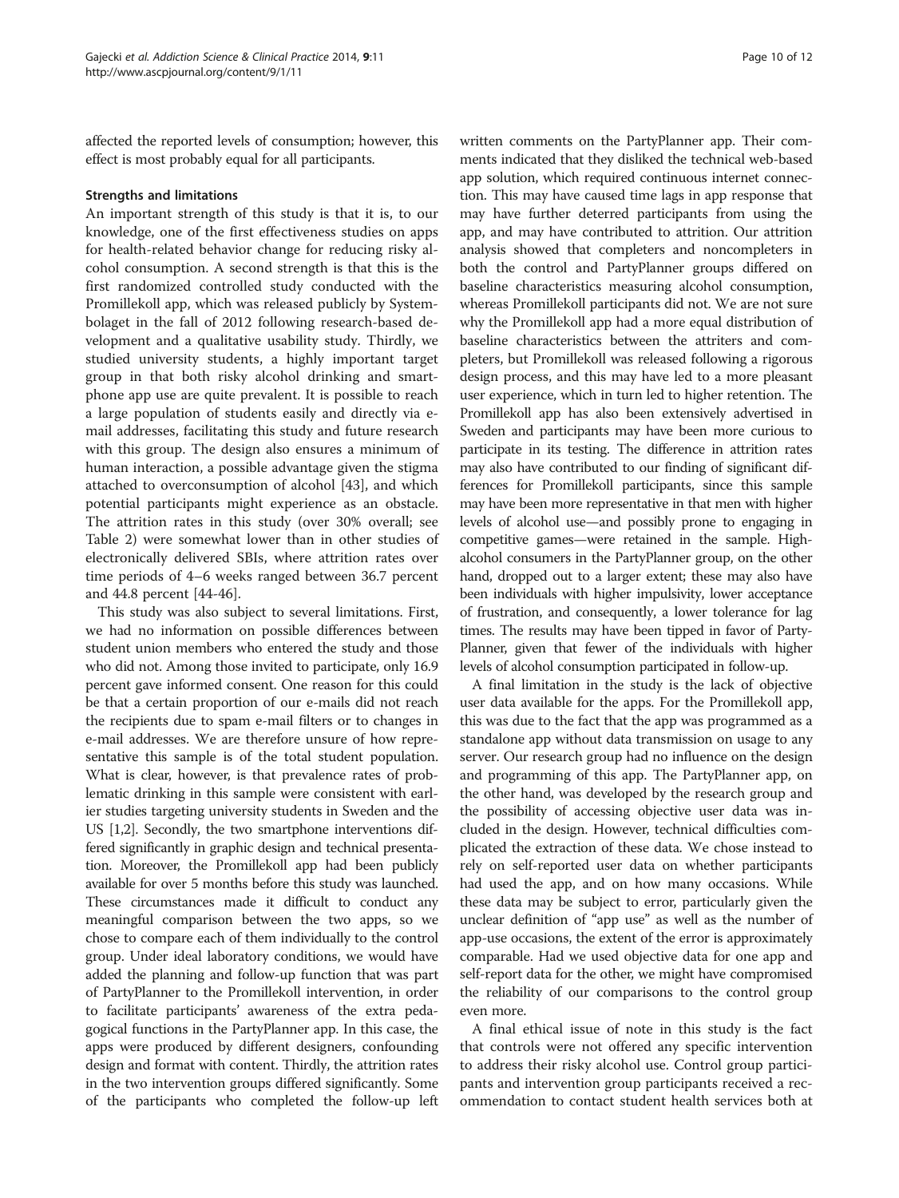affected the reported levels of consumption; however, this effect is most probably equal for all participants.

### Strengths and limitations

An important strength of this study is that it is, to our knowledge, one of the first effectiveness studies on apps for health-related behavior change for reducing risky alcohol consumption. A second strength is that this is the first randomized controlled study conducted with the Promillekoll app, which was released publicly by Systembolaget in the fall of 2012 following research-based development and a qualitative usability study. Thirdly, we studied university students, a highly important target group in that both risky alcohol drinking and smartphone app use are quite prevalent. It is possible to reach a large population of students easily and directly via e-mail addresses, facilitating this study and future research with this group. The design also ensures a minimum of human interaction, a possible advantage given the stigma attached to overconsumption of alcohol [43], and which potential participants might experience as an obstacle. The attrition rates in this study (over 30% overall; see Table 2) were somewhat lower than in other studies of electronically delivered SBIs, where attrition rates over time periods of 4–6 weeks ranged between 36.7 percent and 44.8 percent [44-46].

This study was also subject to several limitations. First, we had no information on possible differences between student union members who entered the study and those who did not. Among those invited to participate, only 16.9 percent gave informed consent. One reason for this could be that a certain proportion of our e-mails did not reach the recipients due to spam e-mail filters or to changes in e-mail addresses. We are therefore unsure of how representative this sample is of the total student population. What is clear, however, is that prevalence rates of problematic drinking in this sample were consistent with earlier studies targeting university students in Sweden and the US [1,2]. Secondly, the two smartphone interventions differed significantly in graphic design and technical presentation. Moreover, the Promillekoll app had been publicly available for over 5 months before this study was launched. These circumstances made it difficult to conduct any meaningful comparison between the two apps, so we chose to compare each of them individually to the control group. Under ideal laboratory conditions, we would have added the planning and follow-up function that was part of PartyPlanner to the Promillekoll intervention, in order to facilitate participants' awareness of the extra pedagogical functions in the PartyPlanner app. In this case, the apps were produced by different designers, confounding design and format with content. Thirdly, the attrition rates in the two intervention groups differed significantly. Some of the participants who completed the follow-up left written comments on the PartyPlanner app. Their comments indicated that they disliked the technical web-based app solution, which required continuous internet connection. This may have caused time lags in app response that may have further deterred participants from using the app, and may have contributed to attrition. Our attrition analysis showed that completers and noncompleters in both the control and PartyPlanner groups differed on baseline characteristics measuring alcohol consumption, whereas Promillekoll participants did not. We are not sure why the Promillekoll app had a more equal distribution of baseline characteristics between the attriters and completers, but Promillekoll was released following a rigorous design process, and this may have led to a more pleasant user experience, which in turn led to higher retention. The Promillekoll app has also been extensively advertised in Sweden and participants may have been more curious to participate in its testing. The difference in attrition rates may also have contributed to our finding of significant differences for Promillekoll participants, since this sample may have been more representative in that men with higher levels of alcohol use—and possibly prone to engaging in competitive games—were retained in the sample. High-alcohol consumers in the PartyPlanner group, on the other hand, dropped out to a larger extent; these may also have been individuals with higher impulsivity, lower acceptance of frustration, and consequently, a lower tolerance for lag times. The results may have been tipped in favor of PartyPlanner, given that fewer of the individuals with higher levels of alcohol consumption participated in follow-up.

A final limitation in the study is the lack of objective user data available for the apps. For the Promillekoll app, this was due to the fact that the app was programmed as a standalone app without data transmission on usage to any server. Our research group had no influence on the design and programming of this app. The PartyPlanner app, on the other hand, was developed by the research group and the possibility of accessing objective user data was included in the design. However, technical difficulties complicated the extraction of these data. We chose instead to rely on self-reported user data on whether participants had used the app, and on how many occasions. While these data may be subject to error, particularly given the unclear definition of "app use" as well as the number of app-use occasions, the extent of the error is approximately comparable. Had we used objective data for one app and self-report data for the other, we might have compromised the reliability of our comparisons to the control group even more.

A final ethical issue of note in this study is the fact that controls were not offered any specific intervention to address their risky alcohol use. Control group participants and intervention group participants received a recommendation to contact student health services both at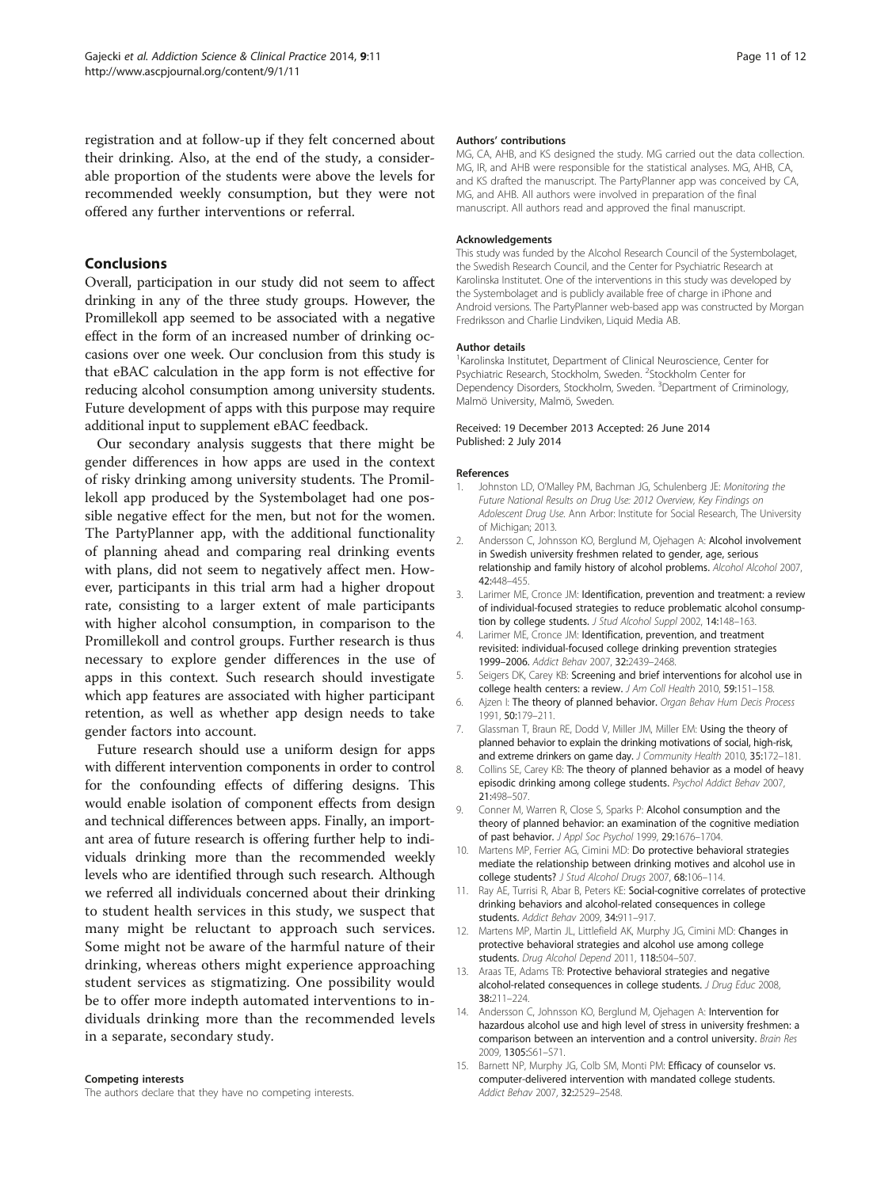registration and at follow-up if they felt concerned about their drinking. Also, at the end of the study, a considerable proportion of the students were above the levels for recommended weekly consumption, but they were not offered any further interventions or referral.

## Conclusions

Overall, participation in our study did not seem to affect drinking in any of the three study groups. However, the Promillekoll app seemed to be associated with a negative effect in the form of an increased number of drinking occasions over one week. Our conclusion from this study is that eBAC calculation in the app form is not effective for reducing alcohol consumption among university students. Future development of apps with this purpose may require additional input to supplement eBAC feedback.

Our secondary analysis suggests that there might be gender differences in how apps are used in the context of risky drinking among university students. The Promillekoll app produced by the Systembolaget had one possible negative effect for the men, but not for the women. The PartyPlanner app, with the additional functionality of planning ahead and comparing real drinking events with plans, did not seem to negatively affect men. However, participants in this trial arm had a higher dropout rate, consisting to a larger extent of male participants with higher alcohol consumption, in comparison to the Promillekoll and control groups. Further research is thus necessary to explore gender differences in the use of apps in this context. Such research should investigate which app features are associated with higher participant retention, as well as whether app design needs to take gender factors into account.

Future research should use a uniform design for apps with different intervention components in order to control for the confounding effects of differing designs. This would enable isolation of component effects from design and technical differences between apps. Finally, an important area of future research is offering further help to individuals drinking more than the recommended weekly levels who are identified through such research. Although we referred all individuals concerned about their drinking to student health services in this study, we suspect that many might be reluctant to approach such services. Some might not be aware of the harmful nature of their drinking, whereas others might experience approaching student services as stigmatizing. One possibility would be to offer more indepth automated interventions to individuals drinking more than the recommended levels in a separate, secondary study.

#### Competing interests

The authors declare that they have no competing interests.

#### Authors' contributions

MG, CA, AHB, and KS designed the study. MG carried out the data collection. MG, IR, and AHB were responsible for the statistical analyses. MG, AHB, CA, and KS drafted the manuscript. The PartyPlanner app was conceived by CA, MG, and AHB. All authors were involved in preparation of the final manuscript. All authors read and approved the final manuscript.

#### Acknowledgements

This study was funded by the Alcohol Research Council of the Systembolaget, the Swedish Research Council, and the Center for Psychiatric Research at Karolinska Institutet. One of the interventions in this study was developed by the Systembolaget and is publicly available free of charge in iPhone and Android versions. The PartyPlanner web-based app was constructed by Morgan Fredriksson and Charlie Lindviken, Liquid Media AB.

#### Author details

[1]Karolinska Institutet, Department of Clinical Neuroscience, Center for Psychiatric Research, Stockholm, Sweden. [2]Stockholm Center for Dependency Disorders, Stockholm, Sweden. [3]Department of Criminology, Malmö University, Malmö, Sweden.

Received: 19 December 2013 Accepted: 26 June 2014
Published: 2 July 2014

#### References

1. Johnston LD, O'Malley PM, Bachman JG, Schulenberg JE: *Monitoring the Future National Results on Drug Use: 2012 Overview, Key Findings on Adolescent Drug Use.* Ann Arbor: Institute for Social Research, The University of Michigan; 2013.
2. Andersson C, Johnsson KO, Berglund M, Ojehagen A: **Alcohol involvement in Swedish university freshmen related to gender, age, serious relationship and family history of alcohol problems.** *Alcohol Alcohol* 2007, **42:**448–455.
3. Larimer ME, Cronce JM: **Identification, prevention and treatment: a review of individual-focused strategies to reduce problematic alcohol consumption by college students.** *J Stud Alcohol Suppl* 2002, **14:**148–163.
4. Larimer ME, Cronce JM: **Identification, prevention, and treatment revisited: individual-focused college drinking prevention strategies 1999–2006.** *Addict Behav* 2007, **32:**2439–2468.
5. Seigers DK, Carey KB: **Screening and brief interventions for alcohol use in college health centers: a review.** *J Am Coll Health* 2010, **59:**151–158.
6. Ajzen I: **The theory of planned behavior.** *Organ Behav Hum Decis Process* 1991, **50:**179–211.
7. Glassman T, Braun RE, Dodd V, Miller JM, Miller EM: **Using the theory of planned behavior to explain the drinking motivations of social, high-risk, and extreme drinkers on game day.** *J Community Health* 2010, **35:**172–181.
8. Collins SE, Carey KB: **The theory of planned behavior as a model of heavy episodic drinking among college students.** *Psychol Addict Behav* 2007, **21:**498–507.
9. Conner M, Warren R, Close S, Sparks P: **Alcohol consumption and the theory of planned behavior: an examination of the cognitive mediation of past behavior.** *J Appl Soc Psychol* 1999, **29:**1676–1704.
10. Martens MP, Ferrier AG, Cimini MD: **Do protective behavioral strategies mediate the relationship between drinking motives and alcohol use in college students?** *J Stud Alcohol Drugs* 2007, **68:**106–114.
11. Ray AE, Turrisi R, Abar B, Peters KE: **Social-cognitive correlates of protective drinking behaviors and alcohol-related consequences in college students.** *Addict Behav* 2009, **34:**911–917.
12. Martens MP, Martin JL, Littlefield AK, Murphy JG, Cimini MD: **Changes in protective behavioral strategies and alcohol use among college students.** *Drug Alcohol Depend* 2011, **118:**504–507.
13. Araas TE, Adams TB: **Protective behavioral strategies and negative alcohol-related consequences in college students.** *J Drug Educ* 2008, **38:**211–224.
14. Andersson C, Johnsson KO, Berglund M, Ojehagen A: **Intervention for hazardous alcohol use and high level of stress in university freshmen: a comparison between an intervention and a control university.** *Brain Res* 2009, **1305:**S61–S71.
15. Barnett NP, Murphy JG, Colby SM, Monti PM: **Efficacy of counselor vs. computer-delivered intervention with mandated college students.** *Addict Behav* 2007, **32:**2529–2548.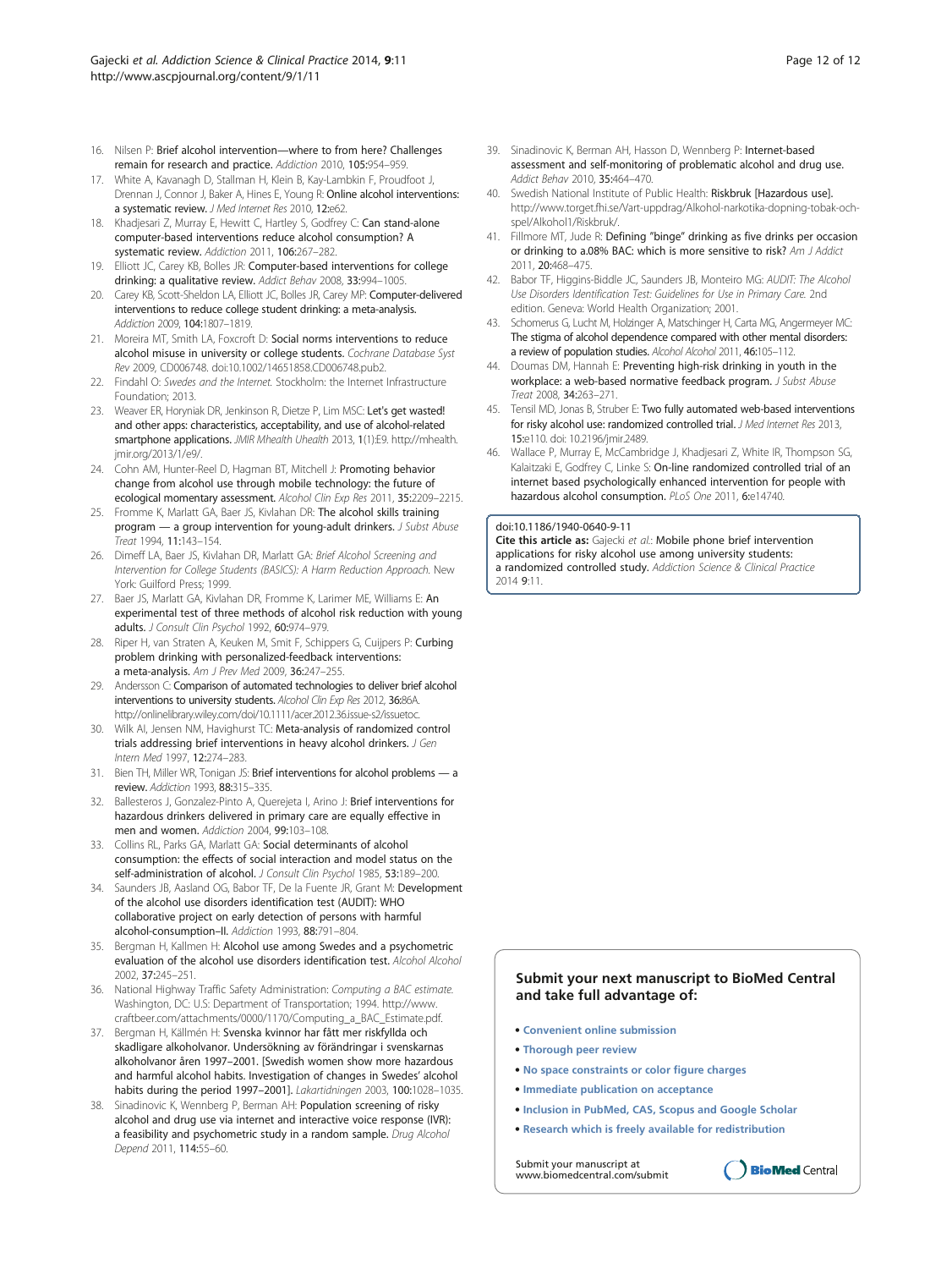16. Nilsen P: **Brief alcohol intervention—where to from here? Challenges remain for research and practice.** *Addiction* 2010, **105:**954–959.
17. White A, Kavanagh D, Stallman H, Klein B, Kay-Lambkin F, Proudfoot J, Drennan J, Connor J, Baker A, Hines E, Young R: **Online alcohol interventions: a systematic review.** *J Med Internet Res* 2010, **12:**e62.
18. Khadjesari Z, Murray E, Hewitt C, Hartley S, Godfrey C: **Can stand-alone computer-based interventions reduce alcohol consumption? A systematic review.** *Addiction* 2011, **106:**267–282.
19. Elliott JC, Carey KB, Bolles JR: **Computer-based interventions for college drinking: a qualitative review.** *Addict Behav* 2008, **33:**994–1005.
20. Carey KB, Scott-Sheldon LA, Elliott JC, Bolles JR, Carey MP: **Computer-delivered interventions to reduce college student drinking: a meta-analysis.** *Addiction* 2009, **104:**1807–1819.
21. Moreira MT, Smith LA, Foxcroft D: **Social norms interventions to reduce alcohol misuse in university or college students.** *Cochrane Database Syst Rev* 2009, CD006748. doi:10.1002/14651858.CD006748.pub2.
22. Findahl O: *Swedes and the Internet.* Stockholm: the Internet Infrastructure Foundation; 2013.
23. Weaver ER, Horyniak DR, Jenkinson R, Dietze P, Lim MSC: **Let's get wasted! and other apps: characteristics, acceptability, and use of alcohol-related smartphone applications.** *JMIR Mhealth Uhealth* 2013, **1**(1):E9. http://mhealth.jmir.org/2013/1/e9/.
24. Cohn AM, Hunter-Reel D, Hagman BT, Mitchell J: **Promoting behavior change from alcohol use through mobile technology: the future of ecological momentary assessment.** *Alcohol Clin Exp Res* 2011, **35:**2209–2215.
25. Fromme K, Marlatt GA, Baer JS, Kivlahan DR: **The alcohol skills training program — a group intervention for young-adult drinkers.** *J Subst Abuse Treat* 1994, **11:**143–154.
26. Dimeff LA, Baer JS, Kivlahan DR, Marlatt GA: *Brief Alcohol Screening and Intervention for College Students (BASICS): A Harm Reduction Approach.* New York: Guilford Press; 1999.
27. Baer JS, Marlatt GA, Kivlahan DR, Fromme K, Larimer ME, Williams E: **An experimental test of three methods of alcohol risk reduction with young adults.** *J Consult Clin Psychol* 1992, **60:**974–979.
28. Riper H, van Straten A, Keuken M, Smit F, Schippers G, Cuijpers P: **Curbing problem drinking with personalized-feedback interventions: a meta-analysis.** *Am J Prev Med* 2009, **36:**247–255.
29. Andersson C: **Comparison of automated technologies to deliver brief alcohol interventions to university students.** *Alcohol Clin Exp Res* 2012, **36:**86A. http://onlinelibrary.wiley.com/doi/10.1111/acer.2012.36.issue-s2/issuetoc.
30. Wilk AI, Jensen NM, Havighurst TC: **Meta-analysis of randomized control trials addressing brief interventions in heavy alcohol drinkers.** *J Gen Intern Med* 1997, **12:**274–283.
31. Bien TH, Miller WR, Tonigan JS: **Brief interventions for alcohol problems — a review.** *Addiction* 1993, **88:**315–335.
32. Ballesteros J, Gonzalez-Pinto A, Querejeta I, Arino J: **Brief interventions for hazardous drinkers delivered in primary care are equally effective in men and women.** *Addiction* 2004, **99:**103–108.
33. Collins RL, Parks GA, Marlatt GA: **Social determinants of alcohol consumption: the effects of social interaction and model status on the self-administration of alcohol.** *J Consult Clin Psychol* 1985, **53:**189–200.
34. Saunders JB, Aasland OG, Babor TF, De la Fuente JR, Grant M: **Development of the alcohol use disorders identification test (AUDIT): WHO collaborative project on early detection of persons with harmful alcohol-consumption–II.** *Addiction* 1993, **88:**791–804.
35. Bergman H, Kallmen H: **Alcohol use among Swedes and a psychometric evaluation of the alcohol use disorders identification test.** *Alcohol Alcohol* 2002, **37:**245–251.
36. National Highway Traffic Safety Administration: *Computing a BAC estimate.* Washington, DC: U.S: Department of Transportation; 1994. http://www.craftbeer.com/attachments/0000/1170/Computing_a_BAC_Estimate.pdf.
37. Bergman H, Källmén H: **Svenska kvinnor har fått mer riskfyllda och skadligare alkoholvanor. Undersökning av förändringar i svenskarnas alkoholvanor åren 1997–2001. [Swedish women show more hazardous and harmful alcohol habits. Investigation of changes in Swedes' alcohol habits during the period 1997–2001].** *Lakartidningen* 2003, **100:**1028–1035.
38. Sinadinovic K, Wennberg P, Berman AH: **Population screening of risky alcohol and drug use via internet and interactive voice response (IVR): a feasibility and psychometric study in a random sample.** *Drug Alcohol Depend* 2011, **114:**55–60.
39. Sinadinovic K, Berman AH, Hasson D, Wennberg P: **Internet-based assessment and self-monitoring of problematic alcohol and drug use.** *Addict Behav* 2010, **35:**464–470.
40. Swedish National Institute of Public Health: **Riskbruk [Hazardous use].** http://www.torget.fhi.se/Vart-uppdrag/Alkohol-narkotika-dopning-tobak-och-spel/Alkohol1/Riskbruk/.
41. Fillmore MT, Jude R: **Defining "binge" drinking as five drinks per occasion or drinking to a.08% BAC: which is more sensitive to risk?** *Am J Addict* 2011, **20:**468–475.
42. Babor TF, Higgins-Biddle JC, Saunders JB, Monteiro MG: *AUDIT: The Alcohol Use Disorders Identification Test: Guidelines for Use in Primary Care.* 2nd edition. Geneva: World Health Organization; 2001.
43. Schomerus G, Lucht M, Holzinger A, Matschinger H, Carta MG, Angermeyer MC: **The stigma of alcohol dependence compared with other mental disorders: a review of population studies.** *Alcohol Alcohol* 2011, **46:**105–112.
44. Doumas DM, Hannah E: **Preventing high-risk drinking in youth in the workplace: a web-based normative feedback program.** *J Subst Abuse Treat* 2008, **34:**263–271.
45. Tensil MD, Jonas B, Struber E: **Two fully automated web-based interventions for risky alcohol use: randomized controlled trial.** *J Med Internet Res* 2013, **15:**e110. doi: 10.2196/jmir.2489.
46. Wallace P, Murray E, McCambridge J, Khadjesari Z, White IR, Thompson SG, Kalaitzaki E, Godfrey C, Linke S: **On-line randomized controlled trial of an internet based psychologically enhanced intervention for people with hazardous alcohol consumption.** *PLoS One* 2011, **6:**e14740.

doi:10.1186/1940-0640-9-11
**Cite this article as:** Gajecki *et al.*: Mobile phone brief intervention applications for risky alcohol use among university students: a randomized controlled study. *Addiction Science & Clinical Practice* 2014 **9**:11.

**Submit your next manuscript to BioMed Central and take full advantage of:**

- **Convenient online submission**
- **Thorough peer review**
- **No space constraints or color figure charges**
- **Immediate publication on acceptance**
- **Inclusion in PubMed, CAS, Scopus and Google Scholar**
- **Research which is freely available for redistribution**

Submit your manuscript at
www.biomedcentral.com/submit

BioMed Central